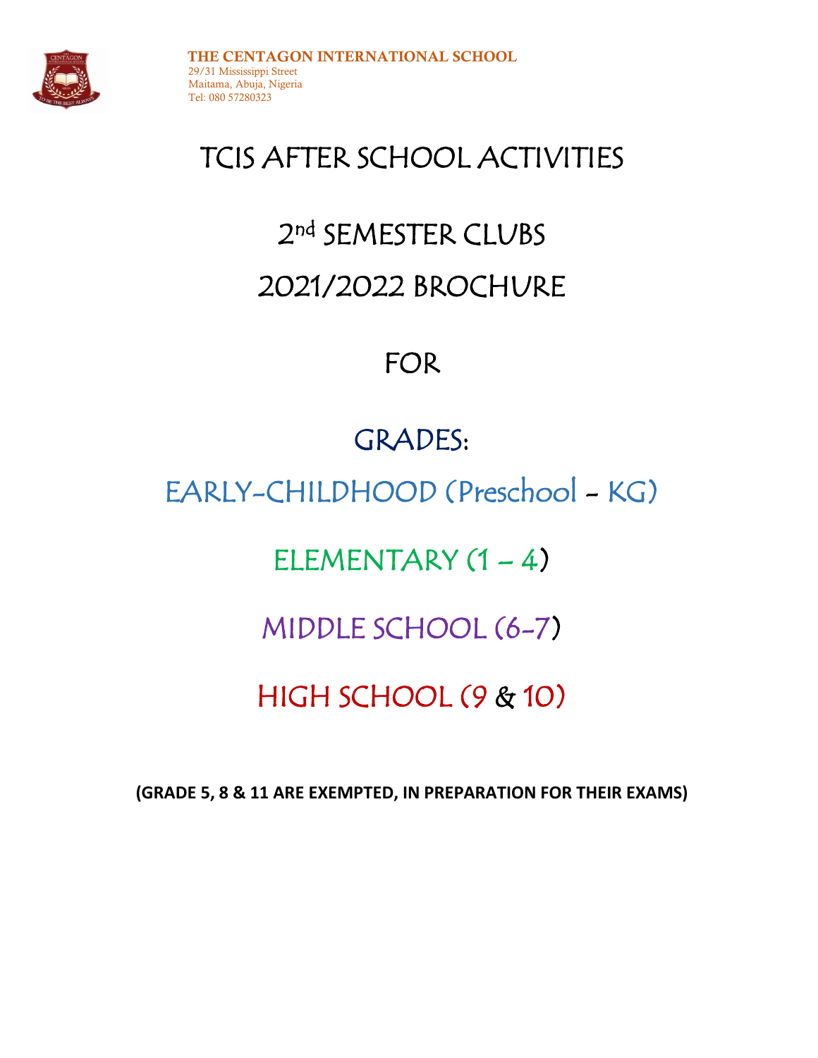**THE CENTAGON INTERNATIONAL SCHOOL**
29/31 Mississippi Street
Maitama, Abuja, Nigeria
Tel: 080 57280323

# TCIS AFTER SCHOOL ACTIVITIES

## 2nd SEMESTER CLUBS
## 2021/2022 BROCHURE

## FOR

## GRADES:

## EARLY-CHILDHOOD (Preschool - KG)

## ELEMENTARY (1 – 4)

## MIDDLE SCHOOL (6-7)

## HIGH SCHOOL (9 & 10)

**(GRADE 5, 8 & 11 ARE EXEMPTED, IN PREPARATION FOR THEIR EXAMS)**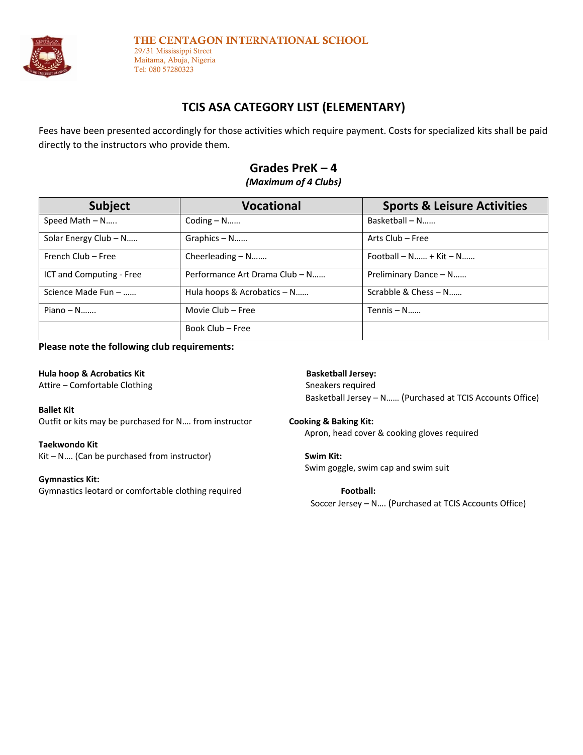**THE CENTAGON INTERNATIONAL SCHOOL**
29/31 Mississippi Street
Maitama, Abuja, Nigeria
Tel: 080 57280323

## TCIS ASA CATEGORY LIST (ELEMENTARY)

Fees have been presented accordingly for those activities which require payment. Costs for specialized kits shall be paid directly to the instructors who provide them.

### Grades PreK – 4

*(Maximum of 4 Clubs)*

| Subject | Vocational | Sports & Leisure Activities |
| --- | --- | --- |
| Speed Math – N….. | Coding – N…… | Basketball – N…… |
| Solar Energy Club – N….. | Graphics – N…… | Arts Club – Free |
| French Club – Free | Cheerleading – N……. | Football – N…… + Kit – N…… |
| ICT and Computing - Free | Performance Art Drama Club – N…… | Preliminary Dance – N…… |
| Science Made Fun – …… | Hula hoops & Acrobatics – N…… | Scrabble & Chess – N…… |
| Piano – N……. | Movie Club – Free | Tennis – N…… |
| | Book Club – Free | |

**Please note the following club requirements:**

**Hula hoop & Acrobatics Kit**
Attire – Comfortable Clothing

**Ballet Kit**
Outfit or kits may be purchased for N…. from instructor

**Taekwondo Kit**
Kit – N…. (Can be purchased from instructor)

**Gymnastics Kit:**
Gymnastics leotard or comfortable clothing required

**Basketball Jersey:**
Sneakers required
Basketball Jersey – N…… (Purchased at TCIS Accounts Office)

**Cooking & Baking Kit:**
Apron, head cover & cooking gloves required

**Swim Kit:**
Swim goggle, swim cap and swim suit

**Football:**
Soccer Jersey – N…. (Purchased at TCIS Accounts Office)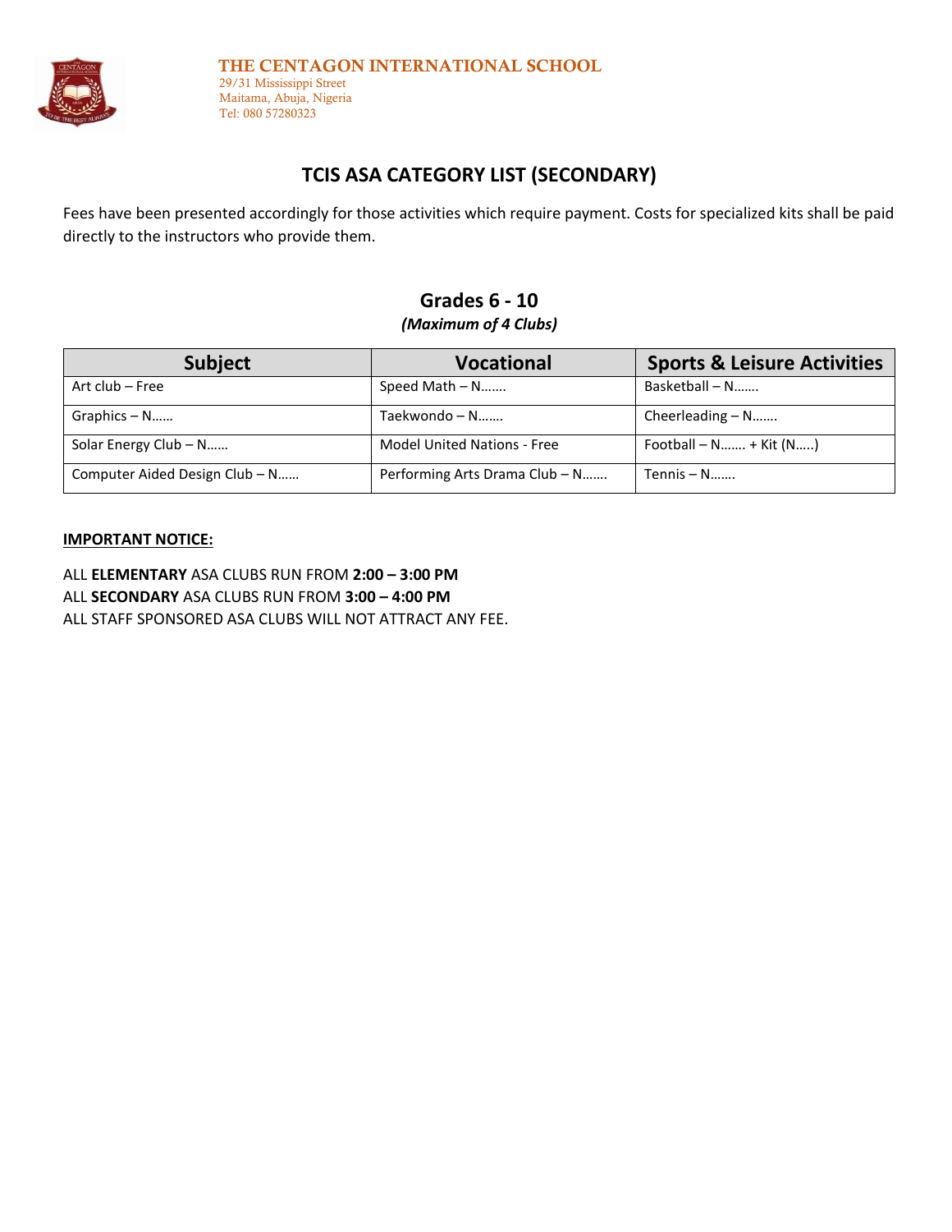**THE CENTAGON INTERNATIONAL SCHOOL**
29/31 Mississippi Street
Maitama, Abuja, Nigeria
Tel: 080 57280323

# TCIS ASA CATEGORY LIST (SECONDARY)

Fees have been presented accordingly for those activities which require payment. Costs for specialized kits shall be paid directly to the instructors who provide them.

## Grades 6 - 10

***(Maximum of 4 Clubs)***

| Subject | Vocational | Sports & Leisure Activities |
|---|---|---|
| Art club – Free | Speed Math – N……. | Basketball – N……. |
| Graphics – N…… | Taekwondo – N……. | Cheerleading – N……. |
| Solar Energy Club – N…… | Model United Nations - Free | Football – N……. + Kit (N…..) |
| Computer Aided Design Club – N…… | Performing Arts Drama Club – N……. | Tennis – N……. |

**IMPORTANT NOTICE:**

ALL **ELEMENTARY** ASA CLUBS RUN FROM **2:00 – 3:00 PM**
ALL **SECONDARY** ASA CLUBS RUN FROM **3:00 – 4:00 PM**
ALL STAFF SPONSORED ASA CLUBS WILL NOT ATTRACT ANY FEE.